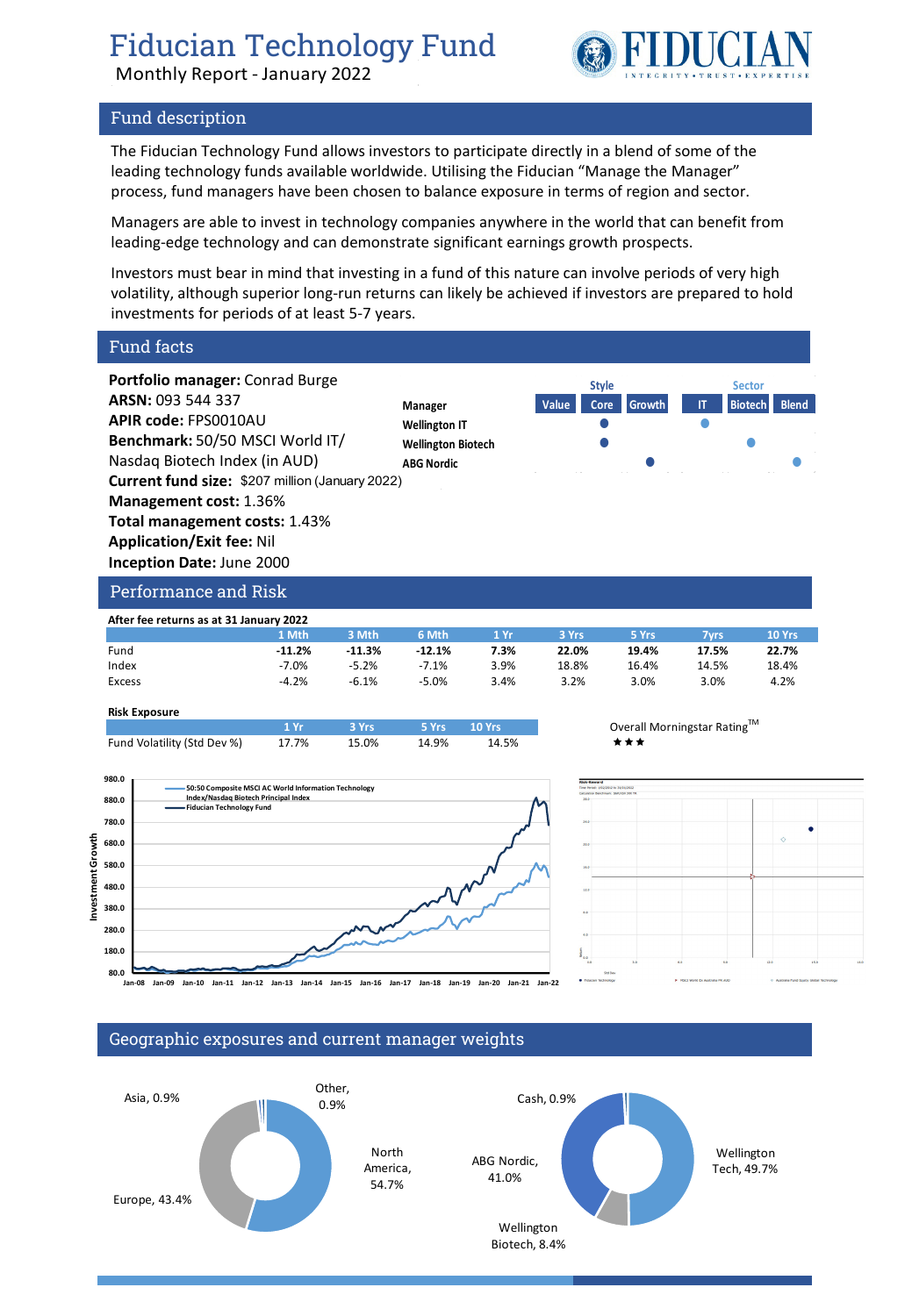# Fiducian Technology Fund

Monthly Report - January 2022

FIDUCIAN
INTEGRITY • TRUST • EXPERTISE

## Fund description

The Fiducian Technology Fund allows investors to participate directly in a blend of some of the leading technology funds available worldwide. Utilising the Fiducian "Manage the Manager" process, fund managers have been chosen to balance exposure in terms of region and sector.

Managers are able to invest in technology companies anywhere in the world that can benefit from leading-edge technology and can demonstrate significant earnings growth prospects.

Investors must bear in mind that investing in a fund of this nature can involve periods of very high volatility, although superior long-run returns can likely be achieved if investors are prepared to hold investments for periods of at least 5-7 years.

## Fund facts

**Portfolio manager:** Conrad Burge
**ARSN:** 093 544 337
**APIR code:** FPS0010AU
**Benchmark:** 50/50 MSCI World IT/ Nasdaq Biotech Index (in AUD)
**Current fund size:** $207 million (January 2022)
**Management cost:** 1.36%
**Total management costs:** 1.43%
**Application/Exit fee:** Nil
**Inception Date:** June 2000

| | Style | | | Sector | | |
|---|---|---|---|---|---|---|
| **Manager** | Value | Core | Growth | IT | Biotech | Blend |
| **Wellington IT** | | ● | | ● | | |
| **Wellington Biotech** | | ● | | | ● | |
| **ABG Nordic** | | | ● | | | ● |

## Performance and Risk

**After fee returns as at 31 January 2022**

| | 1 Mth | 3 Mth | 6 Mth | 1 Yr | 3 Yrs | 5 Yrs | 7yrs | 10 Yrs |
|---|---|---|---|---|---|---|---|---|
| Fund | **-11.2%** | **-11.3%** | **-12.1%** | **7.3%** | **22.0%** | **19.4%** | **17.5%** | **22.7%** |
| Index | -7.0% | -5.2% | -7.1% | 3.9% | 18.8% | 16.4% | 14.5% | 18.4% |
| Excess | -4.2% | -6.1% | -5.0% | 3.4% | 3.2% | 3.0% | 3.0% | 4.2% |

**Risk Exposure**

| | 1 Yr | 3 Yrs | 5 Yrs | 10 Yrs |
|---|---|---|---|---|
| Fund Volatility (Std Dev %) | 17.7% | 15.0% | 14.9% | 14.5% |

Overall Morningstar Rating™
★★★

Investment Growth
980.0
880.0
780.0
680.0
580.0
480.0
380.0
280.0
180.0
80.0
Jan-08 Jan-09 Jan-10 Jan-11 Jan-12 Jan-13 Jan-14 Jan-15 Jan-16 Jan-17 Jan-18 Jan-19 Jan-20 Jan-21 Jan-22
50:50 Composite MSCI AC World Information Technology Index/Nasdaq Biotech Principal Index
Fiducian Technology Fund

Risk-Reward

## Geographic exposures and current manager weights

Asia, 0.9%
Other, 0.9%
North America, 54.7%
Europe, 43.4%

Cash, 0.9%
Wellington Tech, 49.7%
ABG Nordic, 41.0%
Wellington Biotech, 8.4%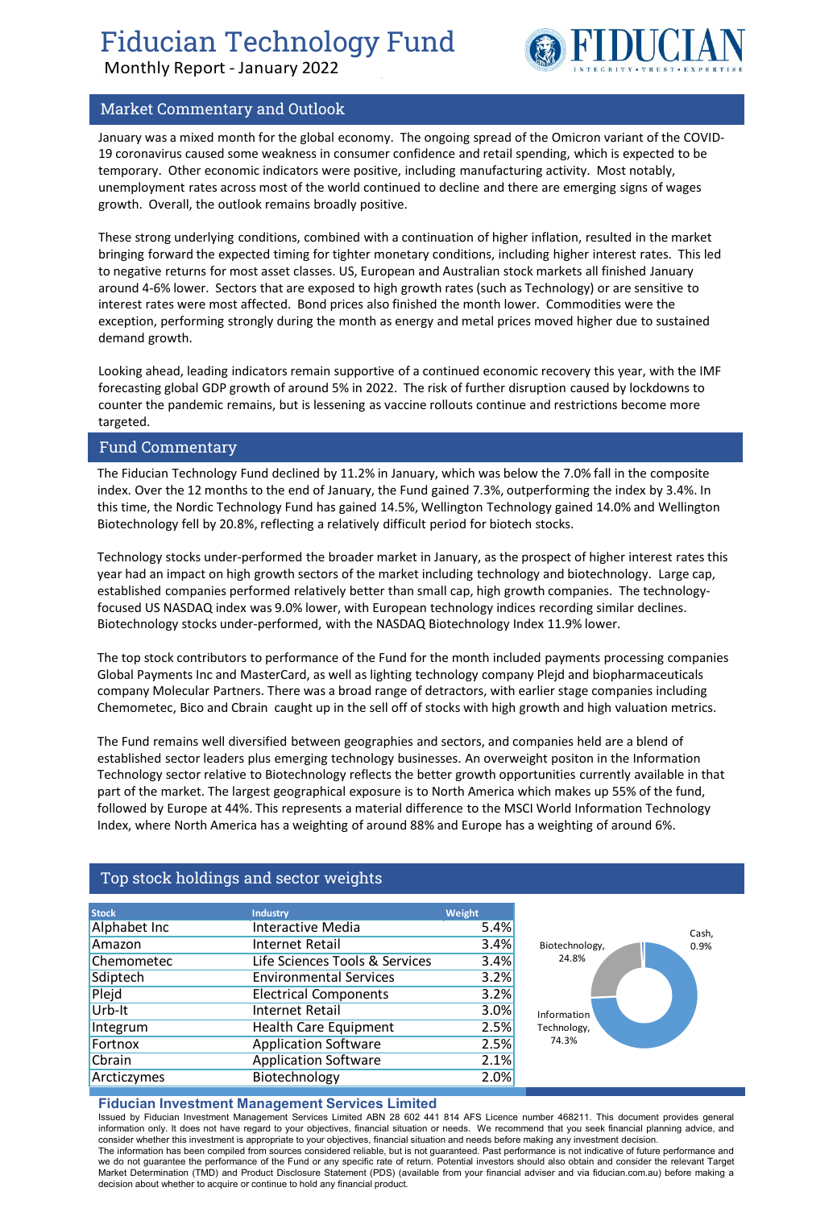# Fiducian Technology Fund

Monthly Report - January 2022

FIDUCIAN
INTEGRITY • TRUST • EXPERTISE

## Market Commentary and Outlook

January was a mixed month for the global economy. The ongoing spread of the Omicron variant of the COVID-19 coronavirus caused some weakness in consumer confidence and retail spending, which is expected to be temporary. Other economic indicators were positive, including manufacturing activity. Most notably, unemployment rates across most of the world continued to decline and there are emerging signs of wages growth. Overall, the outlook remains broadly positive.

These strong underlying conditions, combined with a continuation of higher inflation, resulted in the market bringing forward the expected timing for tighter monetary conditions, including higher interest rates. This led to negative returns for most asset classes. US, European and Australian stock markets all finished January around 4-6% lower. Sectors that are exposed to high growth rates (such as Technology) or are sensitive to interest rates were most affected. Bond prices also finished the month lower. Commodities were the exception, performing strongly during the month as energy and metal prices moved higher due to sustained demand growth.

Looking ahead, leading indicators remain supportive of a continued economic recovery this year, with the IMF forecasting global GDP growth of around 5% in 2022. The risk of further disruption caused by lockdowns to counter the pandemic remains, but is lessening as vaccine rollouts continue and restrictions become more targeted.

## Fund Commentary

The Fiducian Technology Fund declined by 11.2% in January, which was below the 7.0% fall in the composite index. Over the 12 months to the end of January, the Fund gained 7.3%, outperforming the index by 3.4%. In this time, the Nordic Technology Fund has gained 14.5%, Wellington Technology gained 14.0% and Wellington Biotechnology fell by 20.8%, reflecting a relatively difficult period for biotech stocks.

Technology stocks under-performed the broader market in January, as the prospect of higher interest rates this year had an impact on high growth sectors of the market including technology and biotechnology. Large cap, established companies performed relatively better than small cap, high growth companies. The technology-focused US NASDAQ index was 9.0% lower, with European technology indices recording similar declines. Biotechnology stocks under-performed, with the NASDAQ Biotechnology Index 11.9% lower.

The top stock contributors to performance of the Fund for the month included payments processing companies Global Payments Inc and MasterCard, as well as lighting technology company Plejd and biopharmaceuticals company Molecular Partners. There was a broad range of detractors, with earlier stage companies including Chemometec, Bico and Cbrain caught up in the sell off of stocks with high growth and high valuation metrics.

The Fund remains well diversified between geographies and sectors, and companies held are a blend of established sector leaders plus emerging technology businesses. An overweight positon in the Information Technology sector relative to Biotechnology reflects the better growth opportunities currently available in that part of the market. The largest geographical exposure is to North America which makes up 55% of the fund, followed by Europe at 44%. This represents a material difference to the MSCI World Information Technology Index, where North America has a weighting of around 88% and Europe has a weighting of around 6%.

## Top stock holdings and sector weights

| Stock | Industry | Weight |
|---|---|---|
| Alphabet Inc | Interactive Media | 5.4% |
| Amazon | Internet Retail | 3.4% |
| Chemometec | Life Sciences Tools & Services | 3.4% |
| Sdiptech | Environmental Services | 3.2% |
| Plejd | Electrical Components | 3.2% |
| Urb-It | Internet Retail | 3.0% |
| Integrum | Health Care Equipment | 2.5% |
| Fortnox | Application Software | 2.5% |
| Cbrain | Application Software | 2.1% |
| Arcticzymes | Biotechnology | 2.0% |

Cash, 0.9%
Biotechnology, 24.8%
Information Technology, 74.3%

**Fiducian Investment Management Services Limited**

Issued by Fiducian Investment Management Services Limited ABN 28 602 441 814 AFS Licence number 468211. This document provides general information only. It does not have regard to your objectives, financial situation or needs. We recommend that you seek financial planning advice, and consider whether this investment is appropriate to your objectives, financial situation and needs before making any investment decision.
The information has been compiled from sources considered reliable, but is not guaranteed. Past performance is not indicative of future performance and we do not guarantee the performance of the Fund or any specific rate of return. Potential investors should also obtain and consider the relevant Target Market Determination (TMD) and Product Disclosure Statement (PDS) (available from your financial adviser and via fiducian.com.au) before making a decision about whether to acquire or continue to hold any financial product.